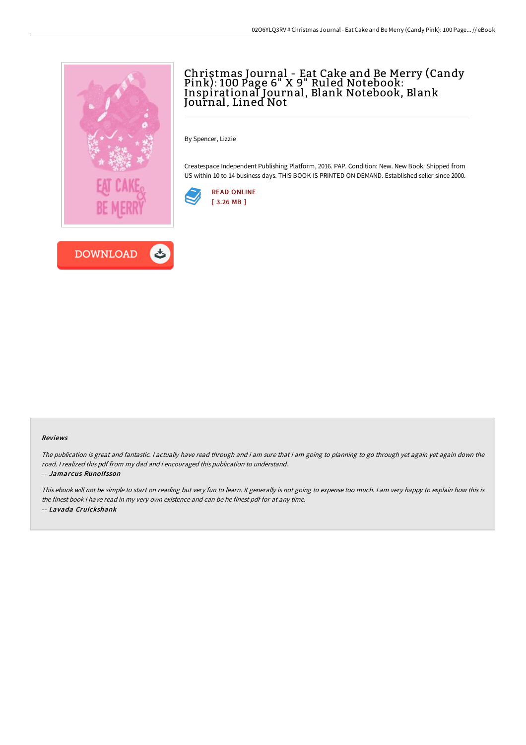# Christmas Journal - Eat Cake and Be Merry (Candy Pink): 100 Page 6" X 9" Ruled Notebook: Inspirational Journal, Blank Notebook, Blank Journal, Lined Not

By Spencer, Lizzie

Createspace Independent Publishing Platform, 2016. PAP. Condition: New. New Book. Shipped from US within 10 to 14 business days. THIS BOOK IS PRINTED ON DEMAND. Established seller since 2000.

READ ONLINE
[ 3.26 MB ]

DOWNLOAD

### Reviews

*The publication is great and fantastic. I actually have read through and i am sure that i am going to planning to go through yet again yet again down the road. I realized this pdf from my dad and i encouraged this publication to understand.*

-- ***Jamarcus Runolfsson***

*This ebook will not be simple to start on reading but very fun to learn. It generally is not going to expense too much. I am very happy to explain how this is the finest book i have read in my very own existence and can be he finest pdf for at any time.*

-- ***Lavada Cruickshank***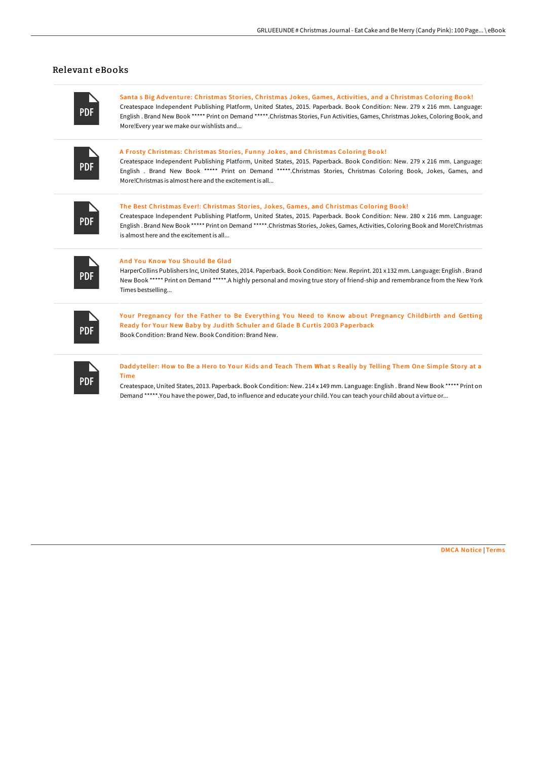## Relevant eBooks

PDF

**Santa s Big Adventure: Christmas Stories, Christmas Jokes, Games, Activities, and a Christmas Coloring Book!**

Createspace Independent Publishing Platform, United States, 2015. Paperback. Book Condition: New. 279 x 216 mm. Language: English . Brand New Book ***** Print on Demand *****.Christmas Stories, Fun Activities, Games, Christmas Jokes, Coloring Book, and More!Every year we make our wishlists and...

PDF

**A Frosty Christmas: Christmas Stories, Funny Jokes, and Christmas Coloring Book!**

Createspace Independent Publishing Platform, United States, 2015. Paperback. Book Condition: New. 279 x 216 mm. Language: English . Brand New Book ***** Print on Demand *****.Christmas Stories, Christmas Coloring Book, Jokes, Games, and More!Christmas is almost here and the excitement is all...

PDF

**The Best Christmas Ever!: Christmas Stories, Jokes, Games, and Christmas Coloring Book!**

Createspace Independent Publishing Platform, United States, 2015. Paperback. Book Condition: New. 280 x 216 mm. Language: English . Brand New Book ***** Print on Demand *****.Christmas Stories, Jokes, Games, Activities, Coloring Book and More!Christmas is almost here and the excitement is all...

PDF

**And You Know You Should Be Glad**

HarperCollins Publishers Inc, United States, 2014. Paperback. Book Condition: New. Reprint. 201 x 132 mm. Language: English . Brand New Book ***** Print on Demand *****.A highly personal and moving true story of friend-ship and remembrance from the New York Times bestselling...

PDF

**Your Pregnancy for the Father to Be Everything You Need to Know about Pregnancy Childbirth and Getting Ready for Your New Baby by Judith Schuler and Glade B Curtis 2003 Paperback**

Book Condition: Brand New. Book Condition: Brand New.

PDF

**Daddyteller: How to Be a Hero to Your Kids and Teach Them What s Really by Telling Them One Simple Story at a Time**

Createspace, United States, 2013. Paperback. Book Condition: New. 214 x 149 mm. Language: English . Brand New Book ***** Print on Demand *****.You have the power, Dad, to influence and educate your child. You can teach your child about a virtue or...

DMCA Notice | Terms